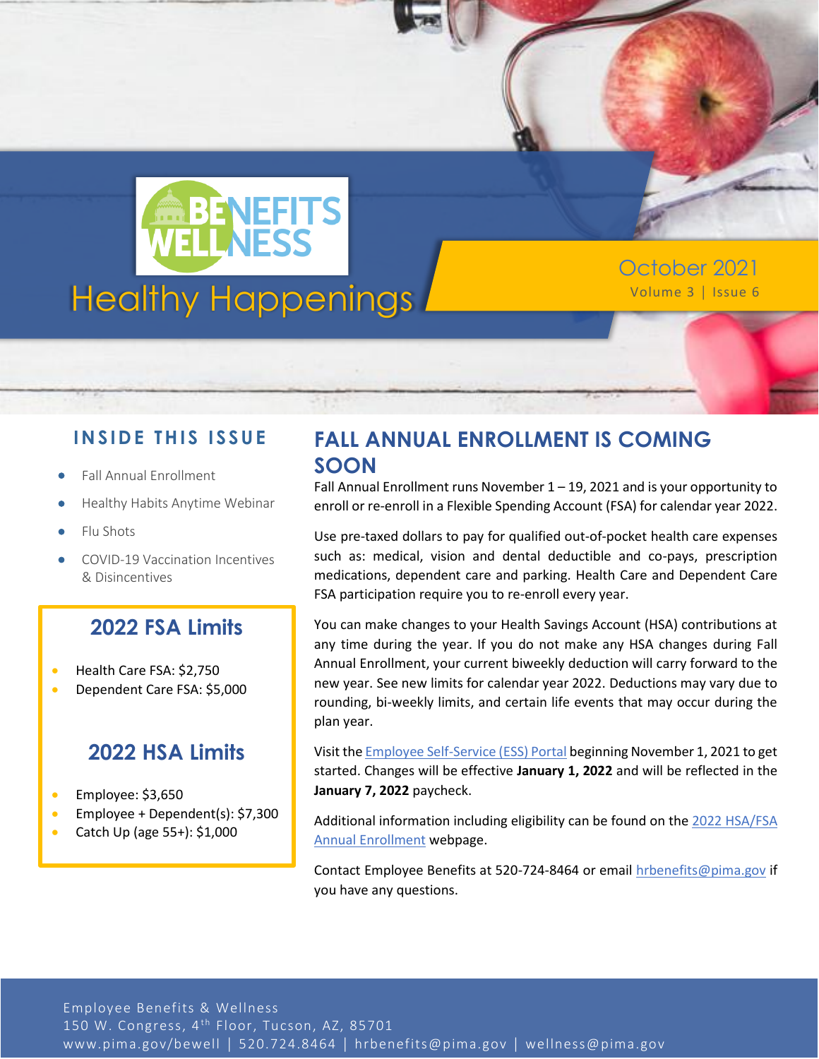# Healthy Happenings

BENEFITS WELLNESS

October 2021
Volume 3 | Issue 6

## INSIDE THIS ISSUE

- Fall Annual Enrollment
- Healthy Habits Anytime Webinar
- Flu Shots
- COVID-19 Vaccination Incentives & Disincentives

### 2022 FSA Limits

- Health Care FSA: $2,750
- Dependent Care FSA: $5,000

### 2022 HSA Limits

- Employee: $3,650
- Employee + Dependent(s): $7,300
- Catch Up (age 55+): $1,000

## FALL ANNUAL ENROLLMENT IS COMING SOON

Fall Annual Enrollment runs November 1 – 19, 2021 and is your opportunity to enroll or re-enroll in a Flexible Spending Account (FSA) for calendar year 2022.

Use pre-taxed dollars to pay for qualified out-of-pocket health care expenses such as: medical, vision and dental deductible and co-pays, prescription medications, dependent care and parking. Health Care and Dependent Care FSA participation require you to re-enroll every year.

You can make changes to your Health Savings Account (HSA) contributions at any time during the year. If you do not make any HSA changes during Fall Annual Enrollment, your current biweekly deduction will carry forward to the new year. See new limits for calendar year 2022. Deductions may vary due to rounding, bi-weekly limits, and certain life events that may occur during the plan year.

Visit the Employee Self-Service (ESS) Portal beginning November 1, 2021 to get started. Changes will be effective **January 1, 2022** and will be reflected in the **January 7, 2022** paycheck.

Additional information including eligibility can be found on the 2022 HSA/FSA Annual Enrollment webpage.

Contact Employee Benefits at 520-724-8464 or email hrbenefits@pima.gov if you have any questions.

Employee Benefits & Wellness
150 W. Congress, 4th Floor, Tucson, AZ, 85701
www.pima.gov/bewell | 520.724.8464 | hrbenefits@pima.gov | wellness@pima.gov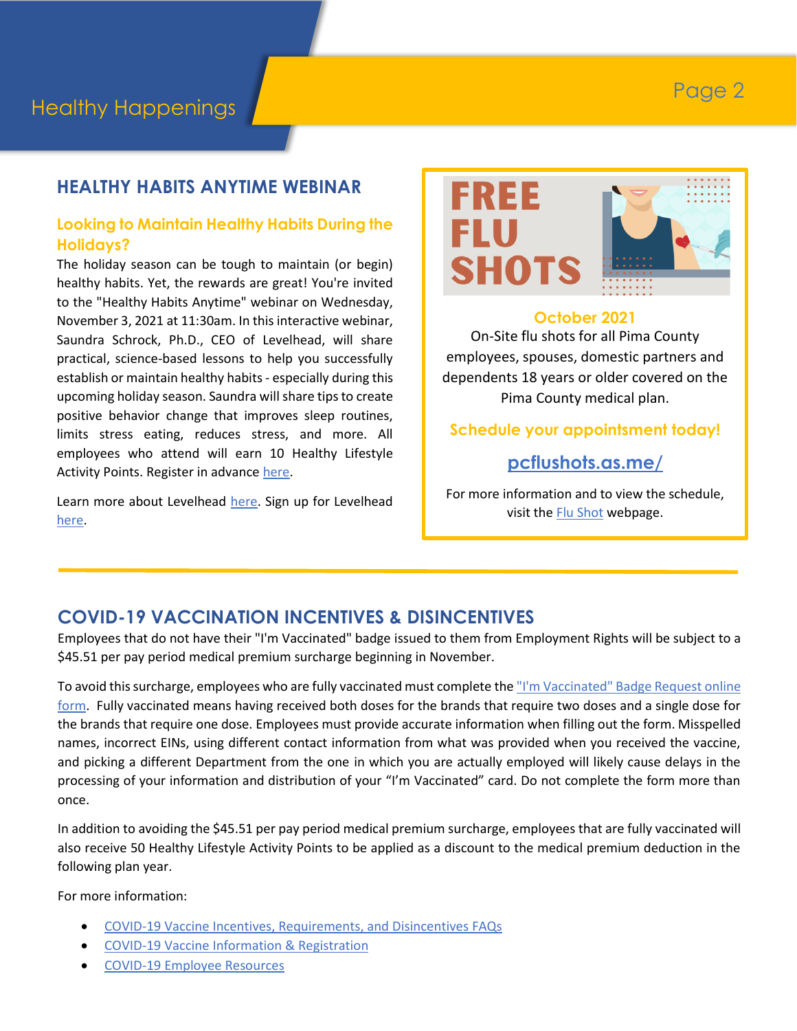## HEALTHY HABITS ANYTIME WEBINAR

### Looking to Maintain Healthy Habits During the Holidays?

The holiday season can be tough to maintain (or begin) healthy habits. Yet, the rewards are great! You're invited to the "Healthy Habits Anytime" webinar on Wednesday, November 3, 2021 at 11:30am. In this interactive webinar, Saundra Schrock, Ph.D., CEO of Levelhead, will share practical, science-based lessons to help you successfully establish or maintain healthy habits - especially during this upcoming holiday season. Saundra will share tips to create positive behavior change that improves sleep routines, limits stress eating, reduces stress, and more. All employees who attend will earn 10 Healthy Lifestyle Activity Points. Register in advance here.

Learn more about Levelhead here. Sign up for Levelhead here.

## FREE FLU SHOTS

### October 2021

On-Site flu shots for all Pima County employees, spouses, domestic partners and dependents 18 years or older covered on the Pima County medical plan.

**Schedule your appointment today!**

**pcflushots.as.me/**

For more information and to view the schedule, visit the Flu Shot webpage.

## COVID-19 VACCINATION INCENTIVES & DISINCENTIVES

Employees that do not have their "I'm Vaccinated" badge issued to them from Employment Rights will be subject to a $45.51 per pay period medical premium surcharge beginning in November.

To avoid this surcharge, employees who are fully vaccinated must complete the "I'm Vaccinated" Badge Request online form. Fully vaccinated means having received both doses for the brands that require two doses and a single dose for the brands that require one dose. Employees must provide accurate information when filling out the form. Misspelled names, incorrect EINs, using different contact information from what was provided when you received the vaccine, and picking a different Department from the one in which you are actually employed will likely cause delays in the processing of your information and distribution of your "I'm Vaccinated" card. Do not complete the form more than once.

In addition to avoiding the $45.51 per pay period medical premium surcharge, employees that are fully vaccinated will also receive 50 Healthy Lifestyle Activity Points to be applied as a discount to the medical premium deduction in the following plan year.

For more information:

- COVID-19 Vaccine Incentives, Requirements, and Disincentives FAQs
- COVID-19 Vaccine Information & Registration
- COVID-19 Employee Resources